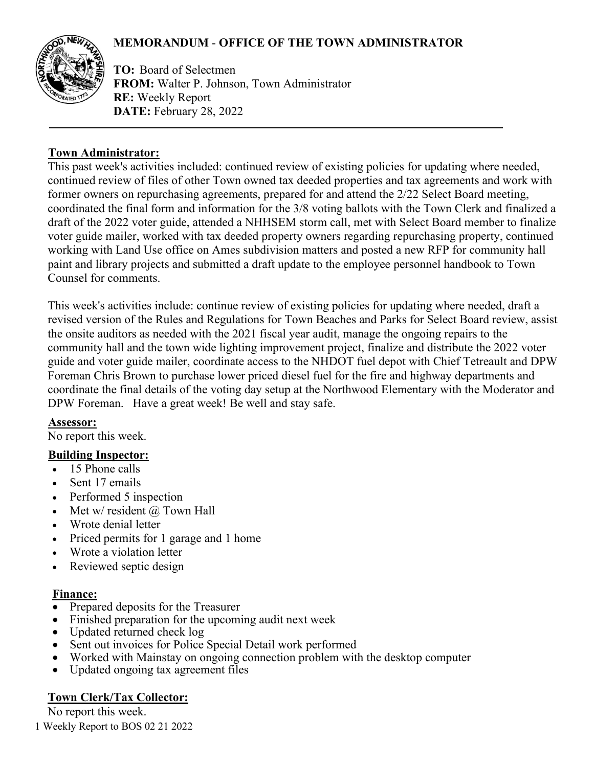**MEMORANDUM** - **OFFICE OF THE TOWN ADMINISTRATOR**

**TO:** Board of Selectmen
**FROM:** Walter P. Johnson, Town Administrator
**RE:** Weekly Report
**DATE:** February 28, 2022

---

## Town Administrator:

This past week's activities included: continued review of existing policies for updating where needed, continued review of files of other Town owned tax deeded properties and tax agreements and work with former owners on repurchasing agreements, prepared for and attend the 2/22 Select Board meeting, coordinated the final form and information for the 3/8 voting ballots with the Town Clerk and finalized a draft of the 2022 voter guide, attended a NHHSEM storm call, met with Select Board member to finalize voter guide mailer, worked with tax deeded property owners regarding repurchasing property, continued working with Land Use office on Ames subdivision matters and posted a new RFP for community hall paint and library projects and submitted a draft update to the employee personnel handbook to Town Counsel for comments.

This week's activities include: continue review of existing policies for updating where needed, draft a revised version of the Rules and Regulations for Town Beaches and Parks for Select Board review, assist the onsite auditors as needed with the 2021 fiscal year audit, manage the ongoing repairs to the community hall and the town wide lighting improvement project, finalize and distribute the 2022 voter guide and voter guide mailer, coordinate access to the NHDOT fuel depot with Chief Tetreault and DPW Foreman Chris Brown to purchase lower priced diesel fuel for the fire and highway departments and coordinate the final details of the voting day setup at the Northwood Elementary with the Moderator and DPW Foreman. Have a great week! Be well and stay safe.

## Assessor:

No report this week.

## Building Inspector:

- 15 Phone calls
- Sent 17 emails
- Performed 5 inspection
- Met w/ resident @ Town Hall
- Wrote denial letter
- Priced permits for 1 garage and 1 home
- Wrote a violation letter
- Reviewed septic design

## Finance:

- Prepared deposits for the Treasurer
- Finished preparation for the upcoming audit next week
- Updated returned check log
- Sent out invoices for Police Special Detail work performed
- Worked with Mainstay on ongoing connection problem with the desktop computer
- Updated ongoing tax agreement files

## Town Clerk/Tax Collector:

No report this week.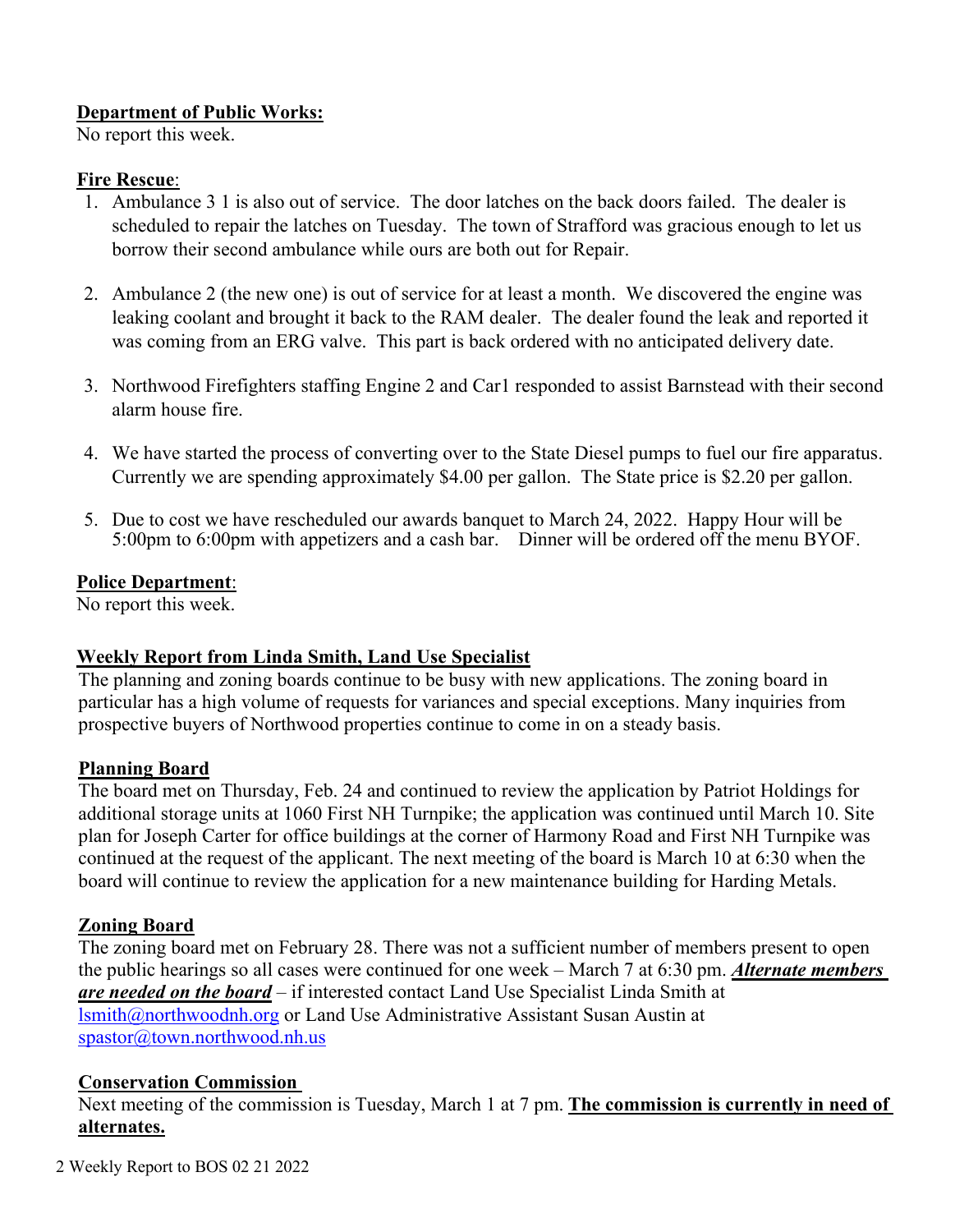**Department of Public Works:**
No report this week.

**Fire Rescue**:

1. Ambulance 3 1 is also out of service. The door latches on the back doors failed. The dealer is scheduled to repair the latches on Tuesday. The town of Strafford was gracious enough to let us borrow their second ambulance while ours are both out for Repair.

2. Ambulance 2 (the new one) is out of service for at least a month. We discovered the engine was leaking coolant and brought it back to the RAM dealer. The dealer found the leak and reported it was coming from an ERG valve. This part is back ordered with no anticipated delivery date.

3. Northwood Firefighters staffing Engine 2 and Car1 responded to assist Barnstead with their second alarm house fire.

4. We have started the process of converting over to the State Diesel pumps to fuel our fire apparatus. Currently we are spending approximately $4.00 per gallon. The State price is $2.20 per gallon.

5. Due to cost we have rescheduled our awards banquet to March 24, 2022. Happy Hour will be 5:00pm to 6:00pm with appetizers and a cash bar. Dinner will be ordered off the menu BYOF.

**Police Department**:
No report this week.

**Weekly Report from Linda Smith, Land Use Specialist**
The planning and zoning boards continue to be busy with new applications. The zoning board in particular has a high volume of requests for variances and special exceptions. Many inquiries from prospective buyers of Northwood properties continue to come in on a steady basis.

**Planning Board**
The board met on Thursday, Feb. 24 and continued to review the application by Patriot Holdings for additional storage units at 1060 First NH Turnpike; the application was continued until March 10. Site plan for Joseph Carter for office buildings at the corner of Harmony Road and First NH Turnpike was continued at the request of the applicant. The next meeting of the board is March 10 at 6:30 when the board will continue to review the application for a new maintenance building for Harding Metals.

**Zoning Board**
The zoning board met on February 28. There was not a sufficient number of members present to open the public hearings so all cases were continued for one week – March 7 at 6:30 pm. ***Alternate members are needed on the board*** – if interested contact Land Use Specialist Linda Smith at lsmith@northwoodnh.org or Land Use Administrative Assistant Susan Austin at spastor@town.northwood.nh.us

**Conservation Commission**
Next meeting of the commission is Tuesday, March 1 at 7 pm. **The commission is currently in need of alternates.**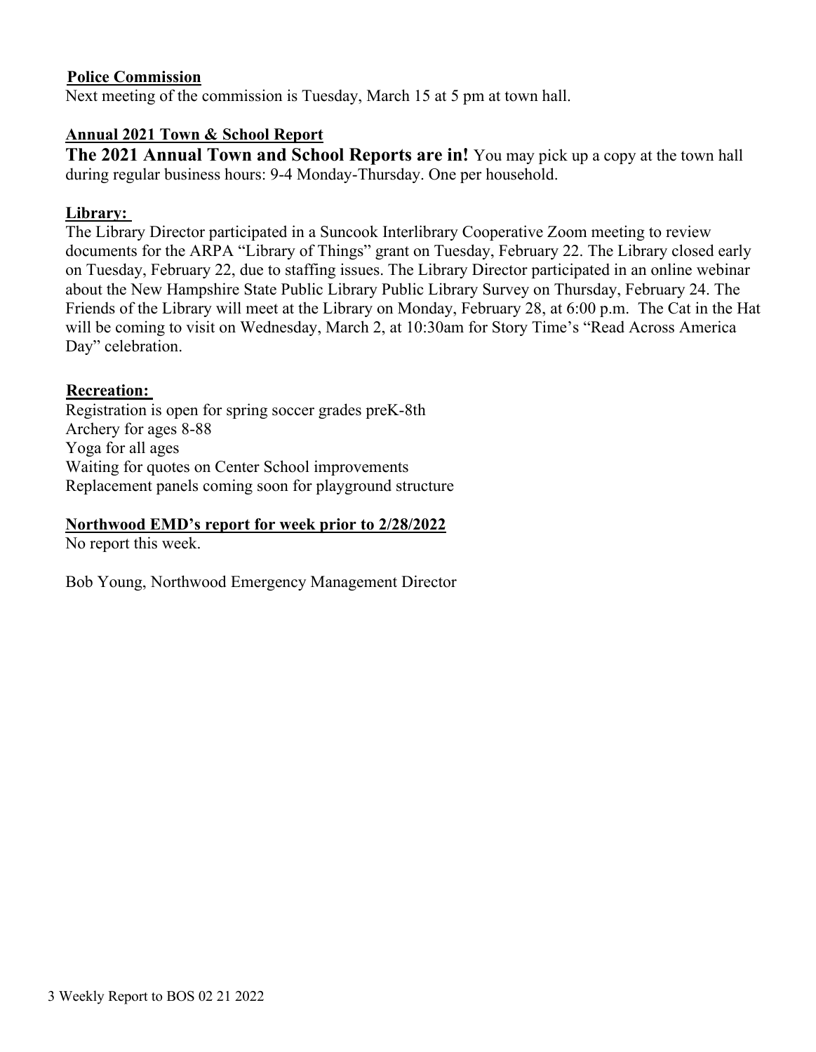**Police Commission**

Next meeting of the commission is Tuesday, March 15 at 5 pm at town hall.

**Annual 2021 Town & School Report**

**The 2021 Annual Town and School Reports are in!** You may pick up a copy at the town hall during regular business hours: 9-4 Monday-Thursday. One per household.

**Library:**

The Library Director participated in a Suncook Interlibrary Cooperative Zoom meeting to review documents for the ARPA "Library of Things" grant on Tuesday, February 22. The Library closed early on Tuesday, February 22, due to staffing issues. The Library Director participated in an online webinar about the New Hampshire State Public Library Public Library Survey on Thursday, February 24. The Friends of the Library will meet at the Library on Monday, February 28, at 6:00 p.m. The Cat in the Hat will be coming to visit on Wednesday, March 2, at 10:30am for Story Time's "Read Across America Day" celebration.

**Recreation:**

Registration is open for spring soccer grades preK-8th
Archery for ages 8-88
Yoga for all ages
Waiting for quotes on Center School improvements
Replacement panels coming soon for playground structure

**Northwood EMD's report for week prior to 2/28/2022**

No report this week.

Bob Young, Northwood Emergency Management Director